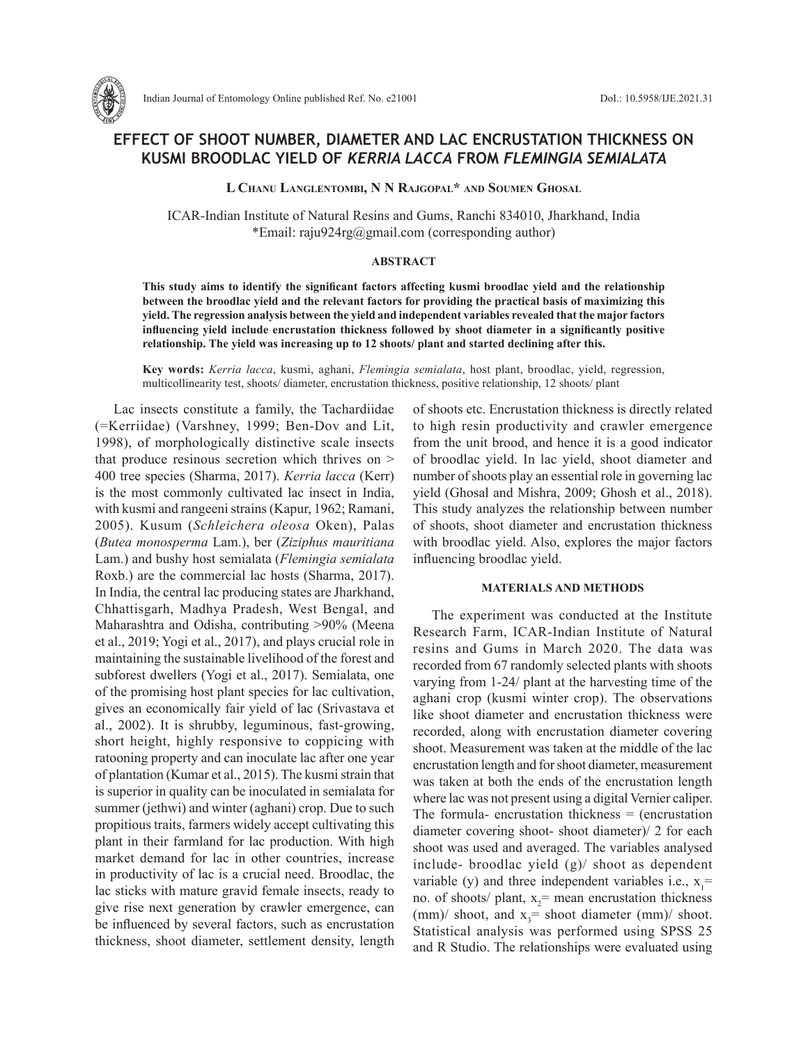# EFFECT OF SHOOT NUMBER, DIAMETER AND LAC ENCRUSTATION THICKNESS ON KUSMI BROODLAC YIELD OF *KERRIA LACCA* FROM *FLEMINGIA SEMIALATA*

**L Chanu Langlentombi, N N Rajgopal* and Soumen Ghosal**

ICAR-Indian Institute of Natural Resins and Gums, Ranchi 834010, Jharkhand, India
*Email: raju924rg@gmail.com (corresponding author)

### ABSTRACT

**This study aims to identify the significant factors affecting kusmi broodlac yield and the relationship between the broodlac yield and the relevant factors for providing the practical basis of maximizing this yield. The regression analysis between the yield and independent variables revealed that the major factors influencing yield include encrustation thickness followed by shoot diameter in a significantly positive relationship. The yield was increasing up to 12 shoots/ plant and started declining after this.**

**Key words:** *Kerria lacca*, kusmi, aghani, *Flemingia semialata*, host plant, broodlac, yield, regression, multicollinearity test, shoots/ diameter, encrustation thickness, positive relationship, 12 shoots/ plant

Lac insects constitute a family, the Tachardiidae (=Kerriidae) (Varshney, 1999; Ben-Dov and Lit, 1998), of morphologically distinctive scale insects that produce resinous secretion which thrives on > 400 tree species (Sharma, 2017). *Kerria lacca* (Kerr) is the most commonly cultivated lac insect in India, with kusmi and rangeeni strains (Kapur, 1962; Ramani, 2005). Kusum (*Schleichera oleosa* Oken), Palas (*Butea monosperma* Lam.), ber (*Ziziphus mauritiana* Lam.) and bushy host semialata (*Flemingia semialata* Roxb.) are the commercial lac hosts (Sharma, 2017). In India, the central lac producing states are Jharkhand, Chhattisgarh, Madhya Pradesh, West Bengal, and Maharashtra and Odisha, contributing >90% (Meena et al., 2019; Yogi et al., 2017), and plays crucial role in maintaining the sustainable livelihood of the forest and subforest dwellers (Yogi et al., 2017). Semialata, one of the promising host plant species for lac cultivation, gives an economically fair yield of lac (Srivastava et al., 2002). It is shrubby, leguminous, fast-growing, short height, highly responsive to coppicing with ratooning property and can inoculate lac after one year of plantation (Kumar et al., 2015). The kusmi strain that is superior in quality can be inoculated in semialata for summer (jethwi) and winter (aghani) crop. Due to such propitious traits, farmers widely accept cultivating this plant in their farmland for lac production. With high market demand for lac in other countries, increase in productivity of lac is a crucial need. Broodlac, the lac sticks with mature gravid female insects, ready to give rise next generation by crawler emergence, can be influenced by several factors, such as encrustation thickness, shoot diameter, settlement density, length of shoots etc. Encrustation thickness is directly related to high resin productivity and crawler emergence from the unit brood, and hence it is a good indicator of broodlac yield. In lac yield, shoot diameter and number of shoots play an essential role in governing lac yield (Ghosal and Mishra, 2009; Ghosh et al., 2018). This study analyzes the relationship between number of shoots, shoot diameter and encrustation thickness with broodlac yield. Also, explores the major factors influencing broodlac yield.

## MATERIALS AND METHODS

The experiment was conducted at the Institute Research Farm, ICAR-Indian Institute of Natural resins and Gums in March 2020. The data was recorded from 67 randomly selected plants with shoots varying from 1-24/ plant at the harvesting time of the aghani crop (kusmi winter crop). The observations like shoot diameter and encrustation thickness were recorded, along with encrustation diameter covering shoot. Measurement was taken at the middle of the lac encrustation length and for shoot diameter, measurement was taken at both the ends of the encrustation length where lac was not present using a digital Vernier caliper. The formula- encrustation thickness = (encrustation diameter covering shoot- shoot diameter)/ 2 for each shoot was used and averaged. The variables analysed include- broodlac yield (g)/ shoot as dependent variable (y) and three independent variables i.e., $x_1$= no. of shoots/ plant, $x_2$= mean encrustation thickness (mm)/ shoot, and $x_3$= shoot diameter (mm)/ shoot. Statistical analysis was performed using SPSS 25 and R Studio. The relationships were evaluated using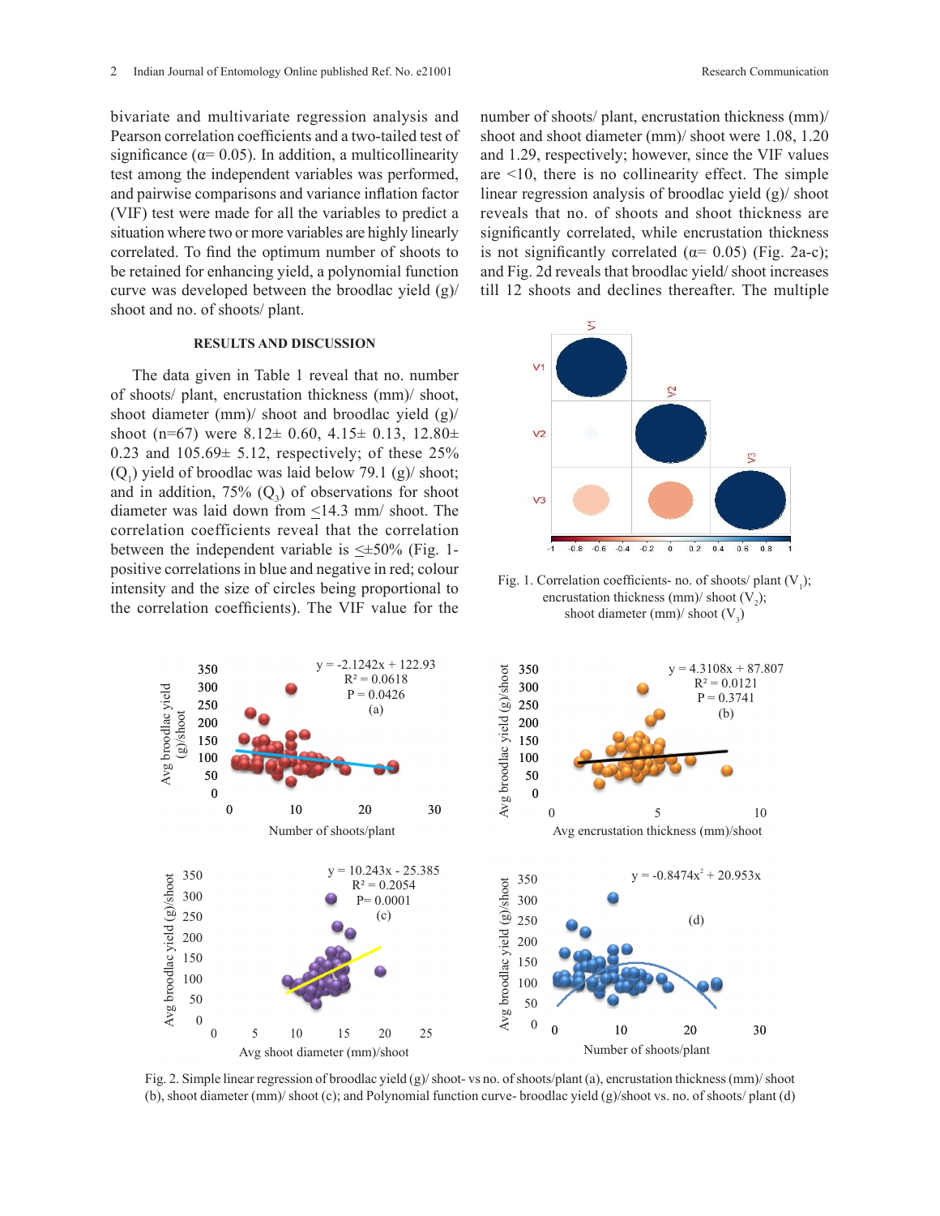bivariate and multivariate regression analysis and Pearson correlation coefficients and a two-tailed test of significance (α= 0.05). In addition, a multicollinearity test among the independent variables was performed, and pairwise comparisons and variance inflation factor (VIF) test were made for all the variables to predict a situation where two or more variables are highly linearly correlated. To find the optimum number of shoots to be retained for enhancing yield, a polynomial function curve was developed between the broodlac yield (g)/ shoot and no. of shoots/ plant.

### RESULTS AND DISCUSSION

The data given in Table 1 reveal that no. number of shoots/ plant, encrustation thickness (mm)/ shoot, shoot diameter (mm)/ shoot and broodlac yield (g)/ shoot (n=67) were 8.12± 0.60, 4.15± 0.13, 12.80± 0.23 and 105.69± 5.12, respectively; of these 25% ($Q_1$) yield of broodlac was laid below 79.1 (g)/ shoot; and in addition, 75% ($Q_3$) of observations for shoot diameter was laid down from ≤14.3 mm/ shoot. The correlation coefficients reveal that the correlation between the independent variable is ≤±50% (Fig. 1- positive correlations in blue and negative in red; colour intensity and the size of circles being proportional to the correlation coefficients). The VIF value for the number of shoots/ plant, encrustation thickness (mm)/ shoot and shoot diameter (mm)/ shoot were 1.08, 1.20 and 1.29, respectively; however, since the VIF values are <10, there is no collinearity effect. The simple linear regression analysis of broodlac yield (g)/ shoot reveals that no. of shoots and shoot thickness are significantly correlated, while encrustation thickness is not significantly correlated (α= 0.05) (Fig. 2a-c); and Fig. 2d reveals that broodlac yield/ shoot increases till 12 shoots and declines thereafter. The multiple

Fig. 1. Correlation coefficients- no. of shoots/ plant ($V_1$); encrustation thickness (mm)/ shoot ($V_2$); shoot diameter (mm)/ shoot ($V_3$)

Fig. 2. Simple linear regression of broodlac yield (g)/ shoot- vs no. of shoots/plant (a), encrustation thickness (mm)/ shoot (b), shoot diameter (mm)/ shoot (c); and Polynomial function curve- broodlac yield (g)/shoot vs. no. of shoots/ plant (d)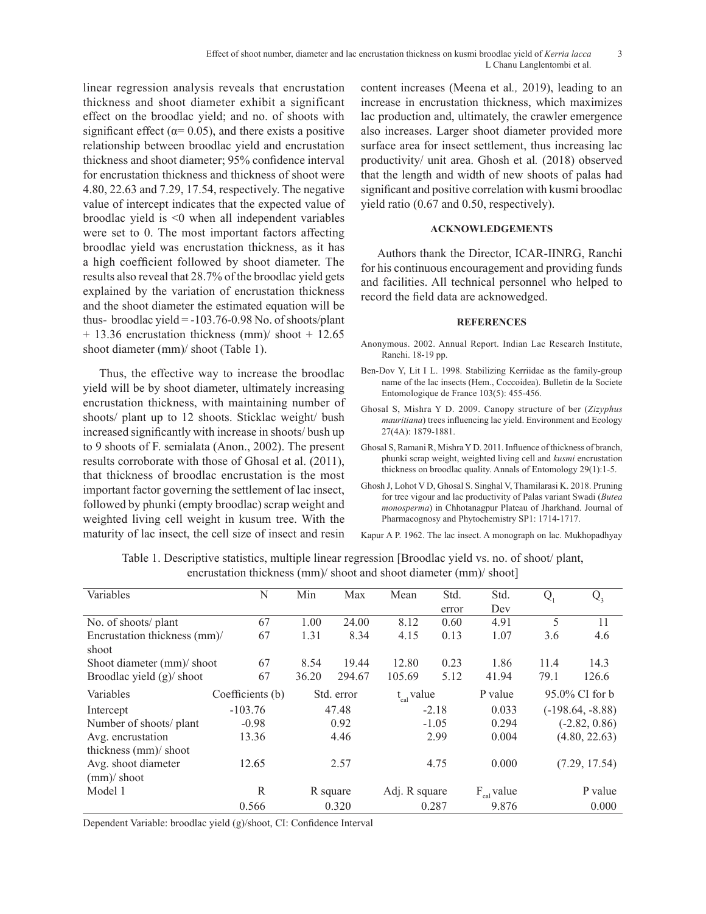linear regression analysis reveals that encrustation thickness and shoot diameter exhibit a significant effect on the broodlac yield; and no. of shoots with significant effect ($\alpha = 0.05$), and there exists a positive relationship between broodlac yield and encrustation thickness and shoot diameter; 95% confidence interval for encrustation thickness and thickness of shoot were 4.80, 22.63 and 7.29, 17.54, respectively. The negative value of intercept indicates that the expected value of broodlac yield is <0 when all independent variables were set to 0. The most important factors affecting broodlac yield was encrustation thickness, as it has a high coefficient followed by shoot diameter. The results also reveal that 28.7% of the broodlac yield gets explained by the variation of encrustation thickness and the shoot diameter the estimated equation will be thus- broodlac yield = -103.76-0.98 No. of shoots/plant + 13.36 encrustation thickness (mm)/ shoot + 12.65 shoot diameter (mm)/ shoot (Table 1).

Thus, the effective way to increase the broodlac yield will be by shoot diameter, ultimately increasing encrustation thickness, with maintaining number of shoots/ plant up to 12 shoots. Sticklac weight/ bush increased significantly with increase in shoots/ bush up to 9 shoots of F. semialata (Anon., 2002). The present results corroborate with those of Ghosal et al. (2011), that thickness of broodlac encrustation is the most important factor governing the settlement of lac insect, followed by phunki (empty broodlac) scrap weight and weighted living cell weight in kusum tree. With the maturity of lac insect, the cell size of insect and resin content increases (Meena et al*.,* 2019), leading to an increase in encrustation thickness, which maximizes lac production and, ultimately, the crawler emergence also increases. Larger shoot diameter provided more surface area for insect settlement, thus increasing lac productivity/ unit area. Ghosh et al*.* (2018) observed that the length and width of new shoots of palas had significant and positive correlation with kusmi broodlac yield ratio (0.67 and 0.50, respectively).

## ACKNOWLEDGEMENTS

Authors thank the Director, ICAR-IINRG, Ranchi for his continuous encouragement and providing funds and facilities. All technical personnel who helped to record the field data are acknowedged.

## REFERENCES

Anonymous. 2002. Annual Report. Indian Lac Research Institute, Ranchi. 18-19 pp.

Ben-Dov Y, Lit I L. 1998. Stabilizing Kerriidae as the family-group name of the lac insects (Hem., Coccoidea). Bulletin de la Societe Entomologique de France 103(5): 455-456.

Ghosal S, Mishra Y D. 2009. Canopy structure of ber (*Zizyphus mauritiana*) trees influencing lac yield. Environment and Ecology 27(4A): 1879-1881.

Ghosal S, Ramani R, Mishra Y D. 2011. Influence of thickness of branch, phunki scrap weight, weighted living cell and *kusmi* encrustation thickness on broodlac quality. Annals of Entomology 29(1):1-5.

Ghosh J, Lohot V D, Ghosal S. Singhal V, Thamilarasi K. 2018. Pruning for tree vigour and lac productivity of Palas variant Swadi (*Butea monosperma*) in Chhotanagpur Plateau of Jharkhand. Journal of Pharmacognosy and Phytochemistry SP1: 1714-1717.

Kapur A P. 1962. The lac insect. A monograph on lac. Mukhopadhyay

Table 1. Descriptive statistics, multiple linear regression [Broodlac yield vs. no. of shoot/ plant, encrustation thickness (mm)/ shoot and shoot diameter (mm)/ shoot]

| Variables | N | Min | Max | Mean | Std. error | Std. Dev | $Q_1$ | $Q_3$ |
|---|---|---|---|---|---|---|---|---|
| No. of shoots/ plant | 67 | 1.00 | 24.00 | 8.12 | 0.60 | 4.91 | 5 | 11 |
| Encrustation thickness (mm)/ shoot | 67 | 1.31 | 8.34 | 4.15 | 0.13 | 1.07 | 3.6 | 4.6 |
| Shoot diameter (mm)/ shoot | 67 | 8.54 | 19.44 | 12.80 | 0.23 | 1.86 | 11.4 | 14.3 |
| Broodlac yield (g)/ shoot | 67 | 36.20 | 294.67 | 105.69 | 5.12 | 41.94 | 79.1 | 126.6 |

| Variables | Coefficients (b) | Std. error | $t_{cal}$ value | P value | 95.0% CI for b |
|---|---|---|---|---|---|
| Intercept | -103.76 | 47.48 | -2.18 | 0.033 | (-198.64, -8.88) |
| Number of shoots/ plant | -0.98 | 0.92 | -1.05 | 0.294 | (-2.82, 0.86) |
| Avg. encrustation thickness (mm)/ shoot | 13.36 | 4.46 | 2.99 | 0.004 | (4.80, 22.63) |
| Avg. shoot diameter (mm)/ shoot | 12.65 | 2.57 | 4.75 | 0.000 | (7.29, 17.54) |
| Model 1 | R | R square | Adj. R square | $F_{cal}$ value | P value |
| | 0.566 | 0.320 | 0.287 | 9.876 | 0.000 |

Dependent Variable: broodlac yield (g)/shoot, CI: Confidence Interval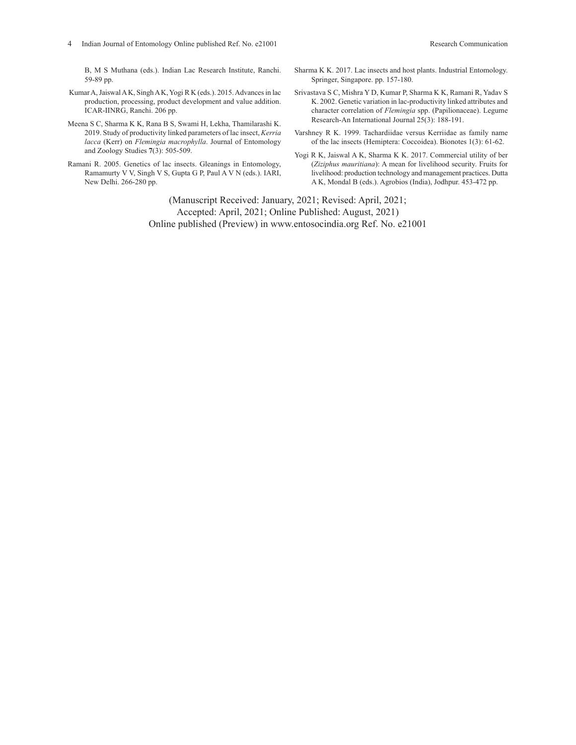B, M S Muthana (eds.). Indian Lac Research Institute, Ranchi. 59-89 pp.

Kumar A, Jaiswal A K, Singh A K, Yogi R K (eds.). 2015. Advances in lac production, processing, product development and value addition. ICAR-IINRG, Ranchi. 206 pp.

Meena S C, Sharma K K, Rana B S, Swami H, Lekha, Thamilarashi K. 2019. Study of productivity linked parameters of lac insect, *Kerria lacca* (Kerr) on *Flemingia macrophylla*. Journal of Entomology and Zoology Studies **7**(3): 505-509.

Ramani R. 2005. Genetics of lac insects. Gleanings in Entomology, Ramamurty V V, Singh V S, Gupta G P, Paul A V N (eds.). IARI, New Delhi. 266-280 pp.

Sharma K K. 2017. Lac insects and host plants. Industrial Entomology. Springer, Singapore. pp. 157-180.

Srivastava S C, Mishra Y D, Kumar P, Sharma K K, Ramani R, Yadav S K. 2002. Genetic variation in lac-productivity linked attributes and character correlation of *Flemingia* spp. (Papilionaceae). Legume Research-An International Journal 25(3): 188-191.

Varshney R K. 1999. Tachardiidae versus Kerriidae as family name of the lac insects (Hemiptera: Coccoidea). Bionotes 1(3): 61-62.

Yogi R K, Jaiswal A K, Sharma K K. 2017. Commercial utility of ber (*Ziziphus mauritiana*): A mean for livelihood security. Fruits for livelihood: production technology and management practices. Dutta A K, Mondal B (eds.). Agrobios (India), Jodhpur. 453-472 pp.

(Manuscript Received: January, 2021; Revised: April, 2021; Accepted: April, 2021; Online Published: August, 2021)
Online published (Preview) in www.entosocindia.org Ref. No. e21001